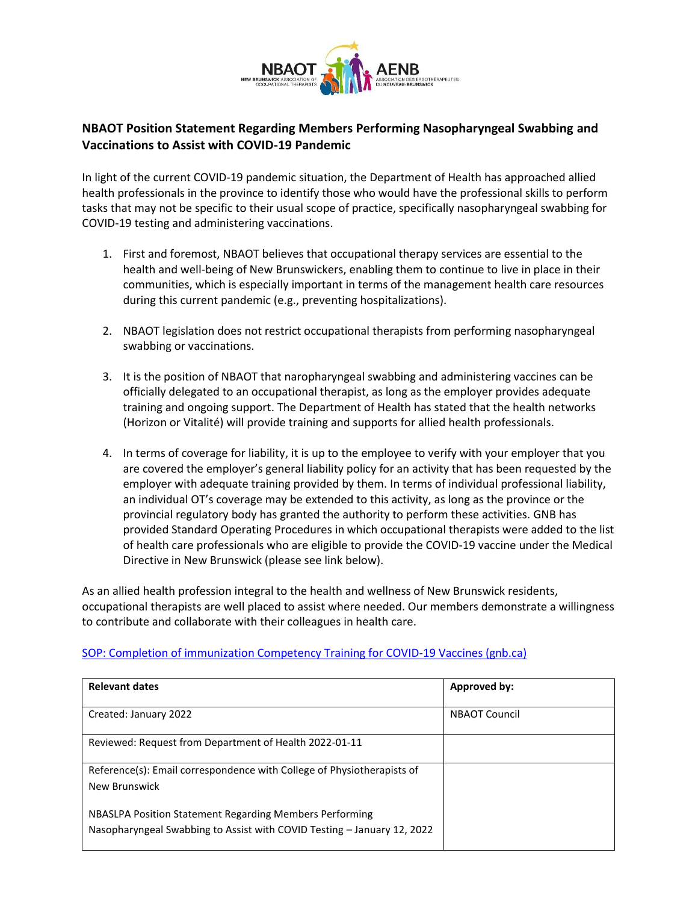## NBAOT Position Statement Regarding Members Performing Nasopharyngeal Swabbing and Vaccinations to Assist with COVID-19 Pandemic

In light of the current COVID-19 pandemic situation, the Department of Health has approached allied health professionals in the province to identify those who would have the professional skills to perform tasks that may not be specific to their usual scope of practice, specifically nasopharyngeal swabbing for COVID-19 testing and administering vaccinations.

1. First and foremost, NBAOT believes that occupational therapy services are essential to the health and well-being of New Brunswickers, enabling them to continue to live in place in their communities, which is especially important in terms of the management health care resources during this current pandemic (e.g., preventing hospitalizations).

2. NBAOT legislation does not restrict occupational therapists from performing nasopharyngeal swabbing or vaccinations.

3. It is the position of NBAOT that naropharyngeal swabbing and administering vaccines can be officially delegated to an occupational therapist, as long as the employer provides adequate training and ongoing support. The Department of Health has stated that the health networks (Horizon or Vitalité) will provide training and supports for allied health professionals.

4. In terms of coverage for liability, it is up to the employee to verify with your employer that you are covered the employer's general liability policy for an activity that has been requested by the employer with adequate training provided by them. In terms of individual professional liability, an individual OT's coverage may be extended to this activity, as long as the province or the provincial regulatory body has granted the authority to perform these activities. GNB has provided Standard Operating Procedures in which occupational therapists were added to the list of health care professionals who are eligible to provide the COVID-19 vaccine under the Medical Directive in New Brunswick (please see link below).

As an allied health profession integral to the health and wellness of New Brunswick residents, occupational therapists are well placed to assist where needed. Our members demonstrate a willingness to contribute and collaborate with their colleagues in health care.

SOP: Completion of immunization Competency Training for COVID-19 Vaccines (gnb.ca)

| Relevant dates | Approved by: |
|---|---|
| Created: January 2022 | NBAOT Council |
| Reviewed: Request from Department of Health 2022-01-11 | |
| Reference(s): Email correspondence with College of Physiotherapists of New Brunswick<br><br>NBASLPA Position Statement Regarding Members Performing Nasopharyngeal Swabbing to Assist with COVID Testing – January 12, 2022 | |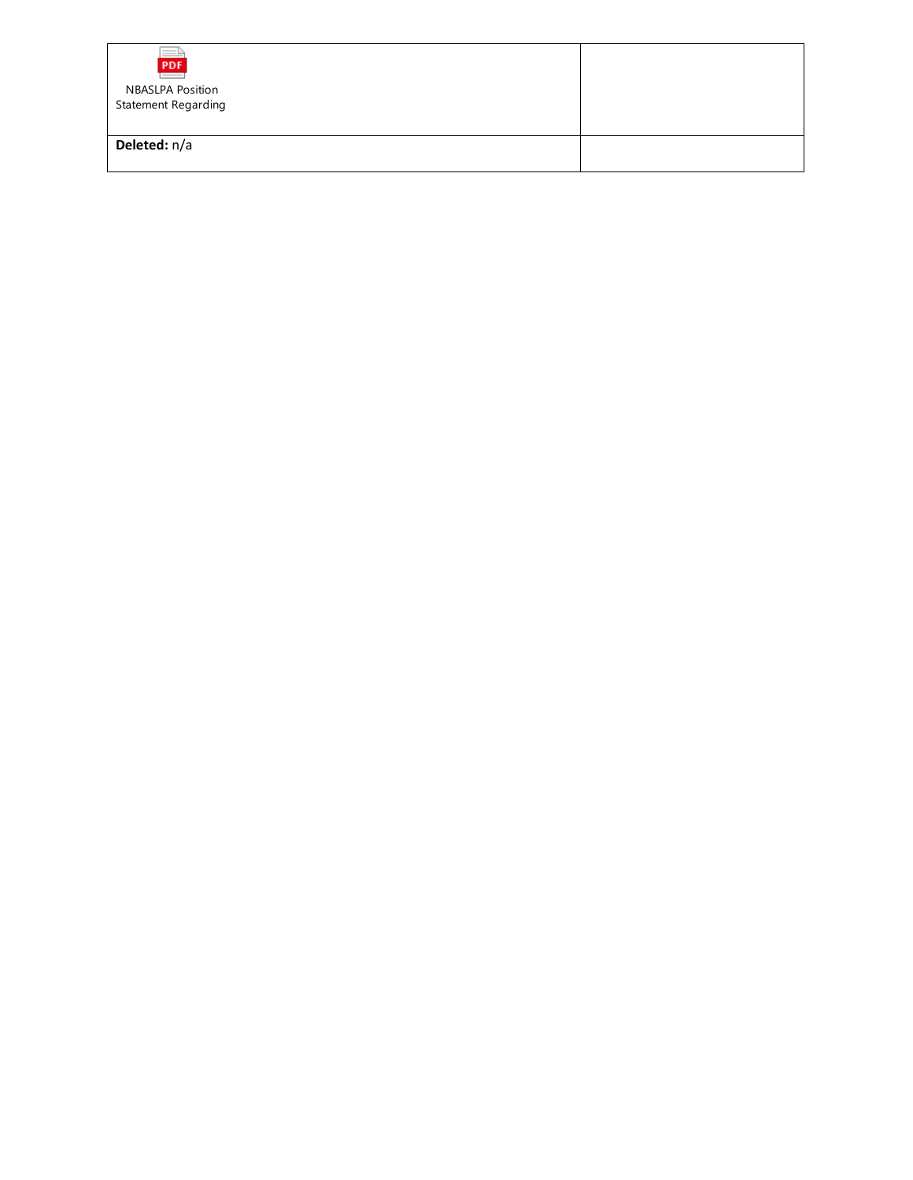| | |
|---|---|
| PDF NBASLPA Position Statement Regarding | |
| **Deleted:** n/a | |